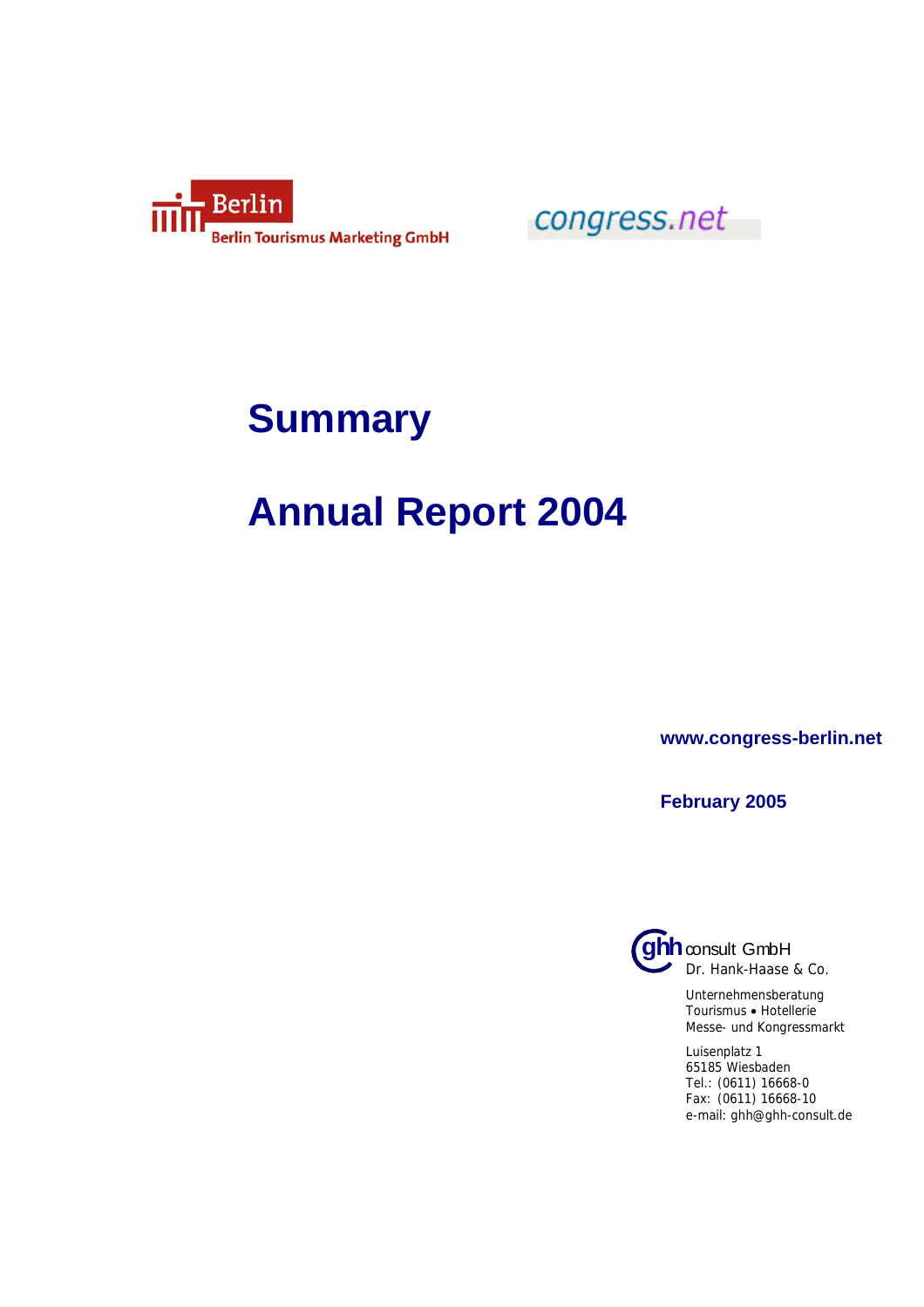Berlin

Berlin Tourismus Marketing GmbH

congress.net

# Summary

# Annual Report 2004

**www.congress-berlin.net**

**February 2005**

ghh consult GmbH
Dr. Hank-Haase & Co.

Unternehmensberatung
Tourismus • Hotellerie
Messe- und Kongressmarkt

Luisenplatz 1
65185 Wiesbaden
Tel.: (0611) 16668-0
Fax: (0611) 16668-10
e-mail: ghh@ghh-consult.de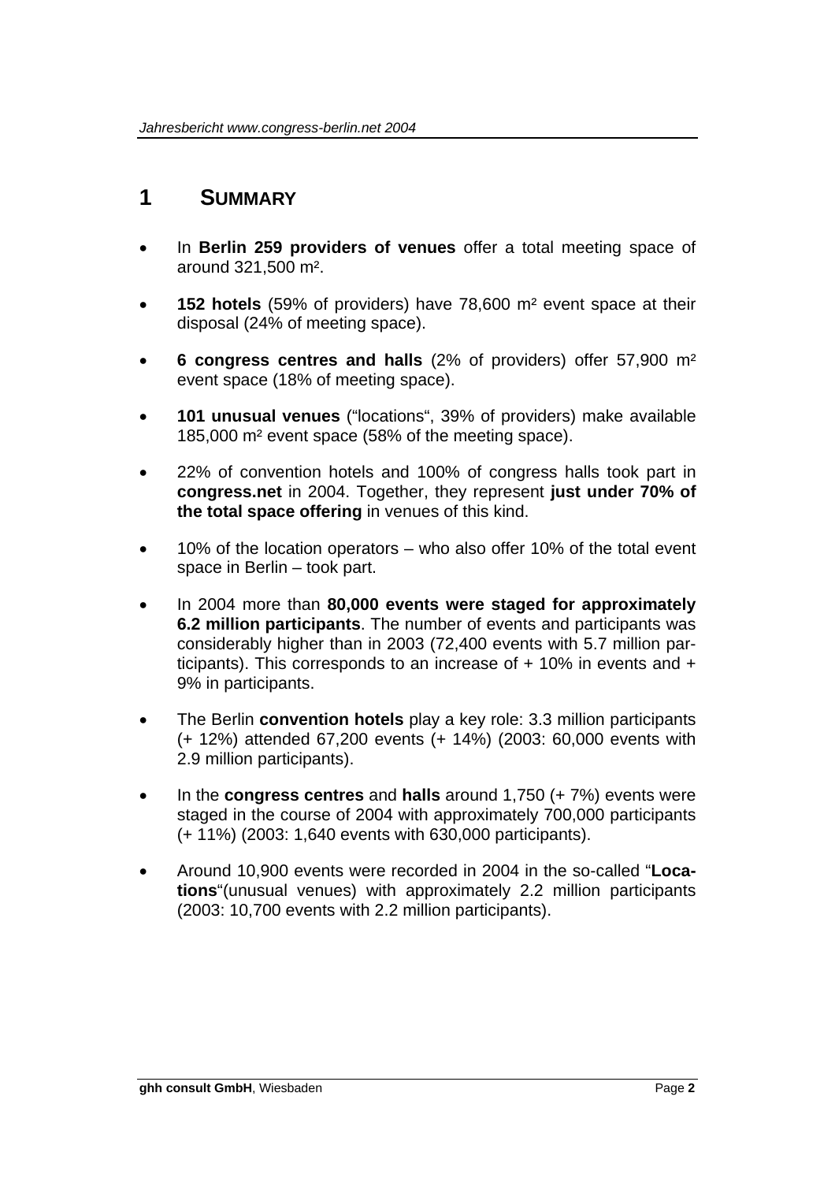# 1 SUMMARY

- In **Berlin 259 providers of venues** offer a total meeting space of around 321,500 m².
- **152 hotels** (59% of providers) have 78,600 m² event space at their disposal (24% of meeting space).
- **6 congress centres and halls** (2% of providers) offer 57,900 m² event space (18% of meeting space).
- **101 unusual venues** ("locations", 39% of providers) make available 185,000 m² event space (58% of the meeting space).
- 22% of convention hotels and 100% of congress halls took part in **congress.net** in 2004. Together, they represent **just under 70% of the total space offering** in venues of this kind.
- 10% of the location operators – who also offer 10% of the total event space in Berlin – took part.
- In 2004 more than **80,000 events were staged for approximately 6.2 million participants**. The number of events and participants was considerably higher than in 2003 (72,400 events with 5.7 million participants). This corresponds to an increase of + 10% in events and + 9% in participants.
- The Berlin **convention hotels** play a key role: 3.3 million participants (+ 12%) attended 67,200 events (+ 14%) (2003: 60,000 events with 2.9 million participants).
- In the **congress centres** and **halls** around 1,750 (+ 7%) events were staged in the course of 2004 with approximately 700,000 participants (+ 11%) (2003: 1,640 events with 630,000 participants).
- Around 10,900 events were recorded in 2004 in the so-called "**Locations**"(unusual venues) with approximately 2.2 million participants (2003: 10,700 events with 2.2 million participants).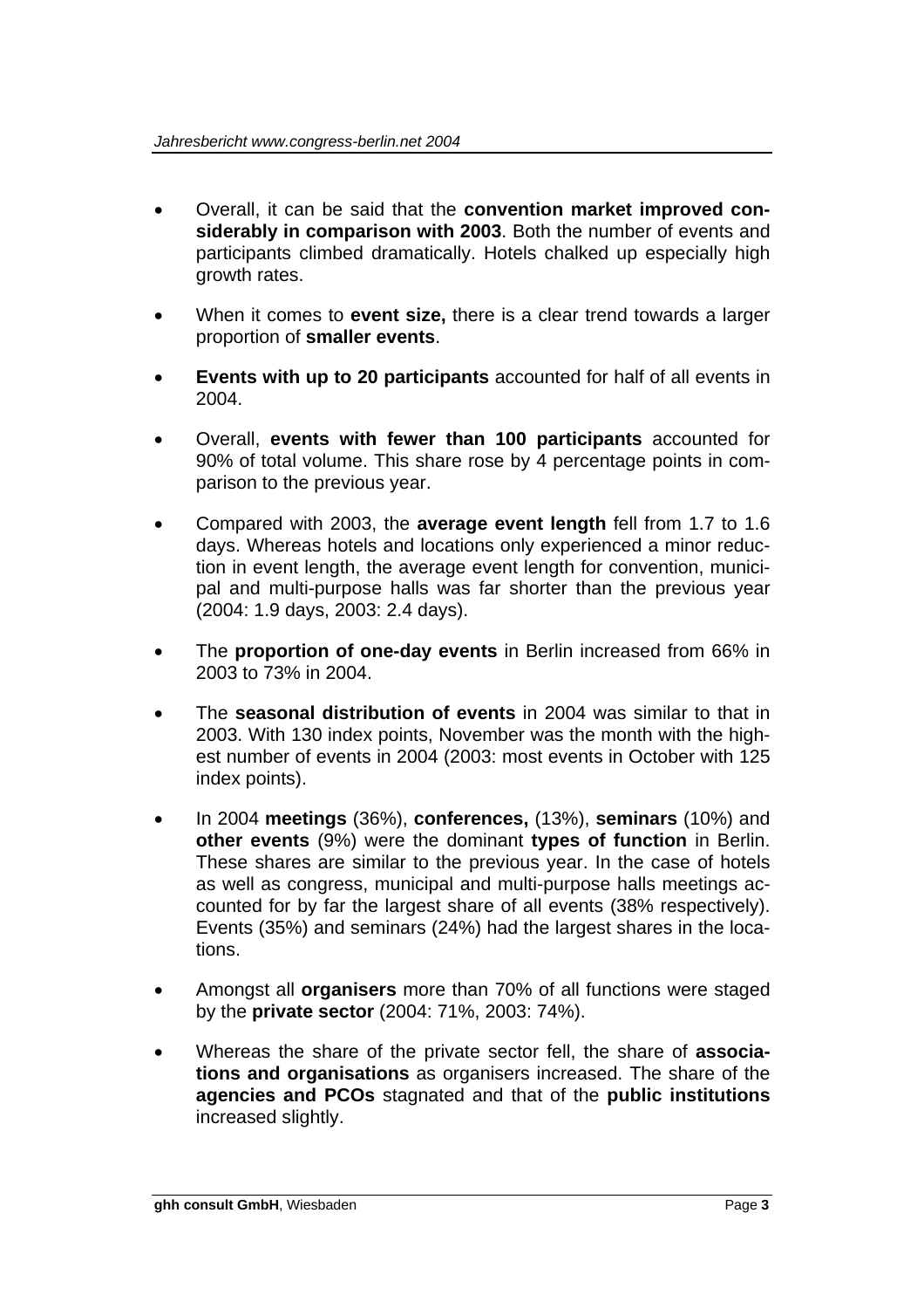- Overall, it can be said that the **convention market improved considerably in comparison with 2003**. Both the number of events and participants climbed dramatically. Hotels chalked up especially high growth rates.

- When it comes to **event size,** there is a clear trend towards a larger proportion of **smaller events**.

- **Events with up to 20 participants** accounted for half of all events in 2004.

- Overall, **events with fewer than 100 participants** accounted for 90% of total volume. This share rose by 4 percentage points in comparison to the previous year.

- Compared with 2003, the **average event length** fell from 1.7 to 1.6 days. Whereas hotels and locations only experienced a minor reduction in event length, the average event length for convention, municipal and multi-purpose halls was far shorter than the previous year (2004: 1.9 days, 2003: 2.4 days).

- The **proportion of one-day events** in Berlin increased from 66% in 2003 to 73% in 2004.

- The **seasonal distribution of events** in 2004 was similar to that in 2003. With 130 index points, November was the month with the highest number of events in 2004 (2003: most events in October with 125 index points).

- In 2004 **meetings** (36%), **conferences,** (13%), **seminars** (10%) and **other events** (9%) were the dominant **types of function** in Berlin. These shares are similar to the previous year. In the case of hotels as well as congress, municipal and multi-purpose halls meetings accounted for by far the largest share of all events (38% respectively). Events (35%) and seminars (24%) had the largest shares in the locations.

- Amongst all **organisers** more than 70% of all functions were staged by the **private sector** (2004: 71%, 2003: 74%).

- Whereas the share of the private sector fell, the share of **associations and organisations** as organisers increased. The share of the **agencies and PCOs** stagnated and that of the **public institutions** increased slightly.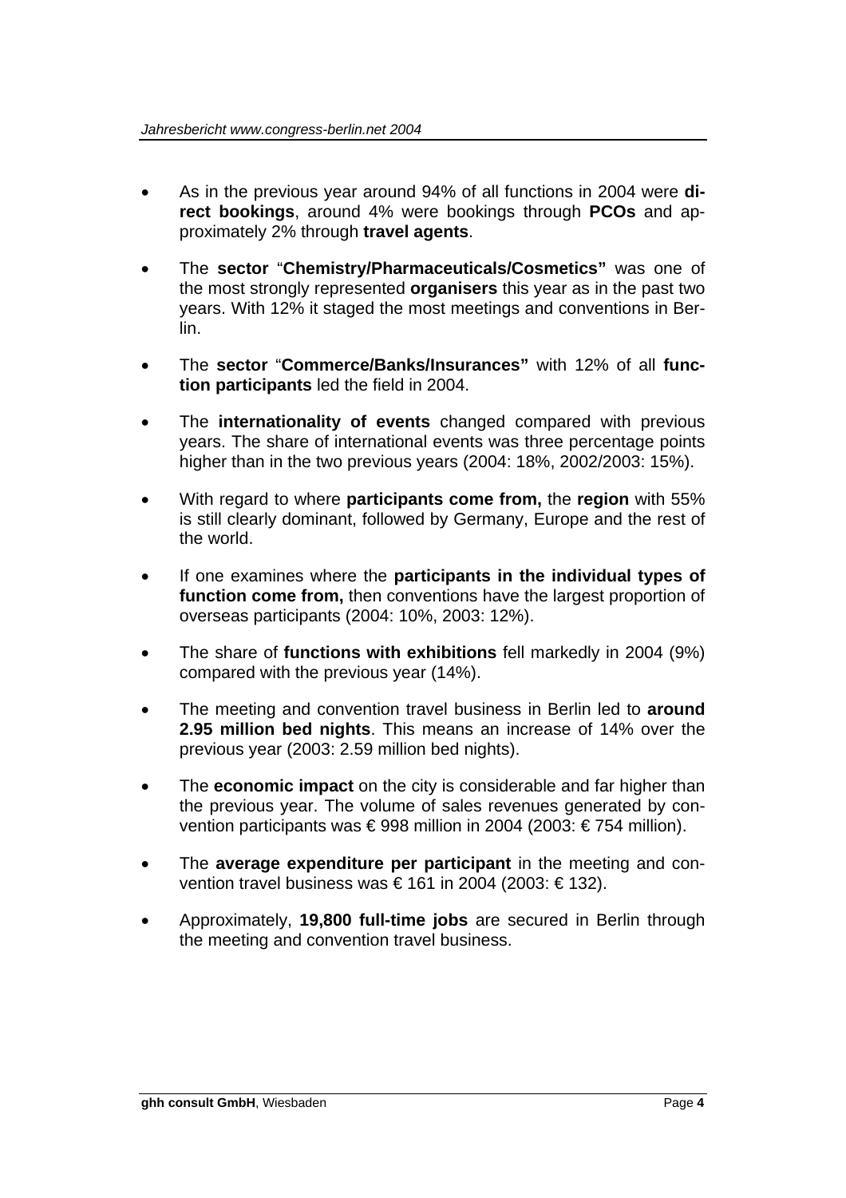- As in the previous year around 94% of all functions in 2004 were **direct bookings**, around 4% were bookings through **PCOs** and approximately 2% through **travel agents**.
- The **sector** "**Chemistry/Pharmaceuticals/Cosmetics"** was one of the most strongly represented **organisers** this year as in the past two years. With 12% it staged the most meetings and conventions in Berlin.
- The **sector** "**Commerce/Banks/Insurances"** with 12% of all **function participants** led the field in 2004.
- The **internationality of events** changed compared with previous years. The share of international events was three percentage points higher than in the two previous years (2004: 18%, 2002/2003: 15%).
- With regard to where **participants come from,** the **region** with 55% is still clearly dominant, followed by Germany, Europe and the rest of the world.
- If one examines where the **participants in the individual types of function come from,** then conventions have the largest proportion of overseas participants (2004: 10%, 2003: 12%).
- The share of **functions with exhibitions** fell markedly in 2004 (9%) compared with the previous year (14%).
- The meeting and convention travel business in Berlin led to **around 2.95 million bed nights**. This means an increase of 14% over the previous year (2003: 2.59 million bed nights).
- The **economic impact** on the city is considerable and far higher than the previous year. The volume of sales revenues generated by convention participants was € 998 million in 2004 (2003: € 754 million).
- The **average expenditure per participant** in the meeting and convention travel business was € 161 in 2004 (2003: € 132).
- Approximately, **19,800 full-time jobs** are secured in Berlin through the meeting and convention travel business.